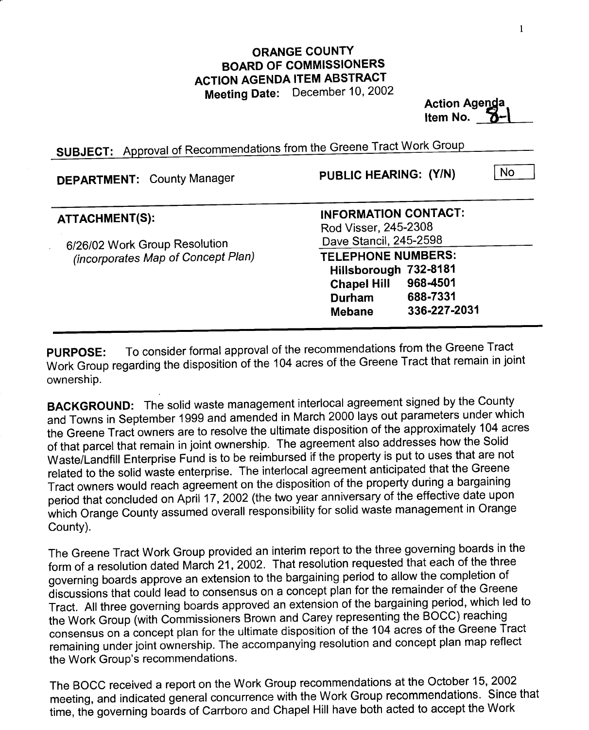# ORANGE COUNTY
## BOARD OF COMMISSIONERS
## ACTION AGENDA ITEM ABSTRACT

**Meeting Date:** December 10, 2002

**Action Agenda Item No.** 8-1

**SUBJECT:** Approval of Recommendations from the Greene Tract Work Group

**DEPARTMENT:** County Manager

**PUBLIC HEARING: (Y/N)** No

**ATTACHMENT(S):**

- 6/26/02 Work Group Resolution *(incorporates Map of Concept Plan)*

**INFORMATION CONTACT:**
Rod Visser, 245-2308
Dave Stancil, 245-2598

**TELEPHONE NUMBERS:**

| | |
|---|---|
| **Hillsborough** | 732-8181 |
| **Chapel Hill** | 968-4501 |
| **Durham** | 688-7331 |
| **Mebane** | 336-227-2031 |

**PURPOSE:** To consider formal approval of the recommendations from the Greene Tract Work Group regarding the disposition of the 104 acres of the Greene Tract that remain in joint ownership.

**BACKGROUND:** The solid waste management interlocal agreement signed by the County and Towns in September 1999 and amended in March 2000 lays out parameters under which the Greene Tract owners are to resolve the ultimate disposition of the approximately 104 acres of that parcel that remain in joint ownership. The agreement also addresses how the Solid Waste/Landfill Enterprise Fund is to be reimbursed if the property is put to uses that are not related to the solid waste enterprise. The interlocal agreement anticipated that the Greene Tract owners would reach agreement on the disposition of the property during a bargaining period that concluded on April 17, 2002 (the two year anniversary of the effective date upon which Orange County assumed overall responsibility for solid waste management in Orange County).

The Greene Tract Work Group provided an interim report to the three governing boards in the form of a resolution dated March 21, 2002. That resolution requested that each of the three governing boards approve an extension to the bargaining period to allow the completion of discussions that could lead to consensus on a concept plan for the remainder of the Greene Tract. All three governing boards approved an extension of the bargaining period, which led to the Work Group (with Commissioners Brown and Carey representing the BOCC) reaching consensus on a concept plan for the ultimate disposition of the 104 acres of the Greene Tract remaining under joint ownership. The accompanying resolution and concept plan map reflect the Work Group's recommendations.

The BOCC received a report on the Work Group recommendations at the October 15, 2002 meeting, and indicated general concurrence with the Work Group recommendations. Since that time, the governing boards of Carrboro and Chapel Hill have both acted to accept the Work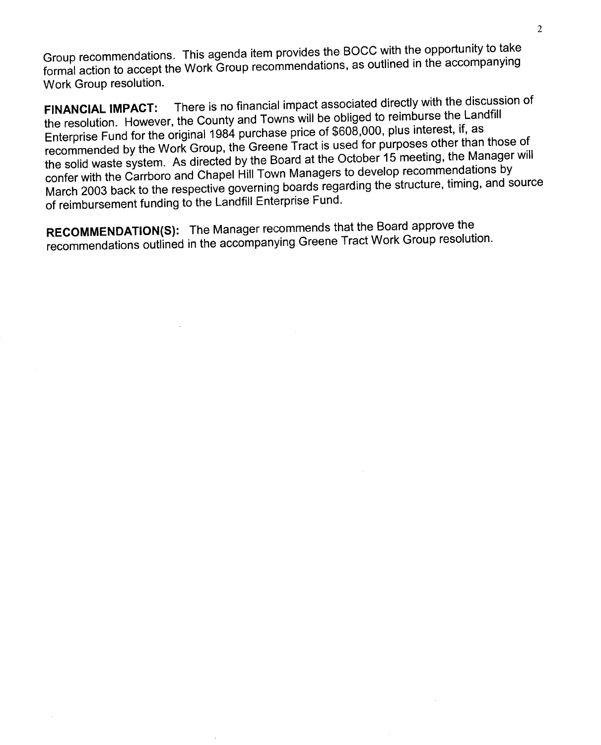Group recommendations. This agenda item provides the BOCC with the opportunity to take formal action to accept the Work Group recommendations, as outlined in the accompanying Work Group resolution.

**FINANCIAL IMPACT:** There is no financial impact associated directly with the discussion of the resolution. However, the County and Towns will be obliged to reimburse the Landfill Enterprise Fund for the original 1984 purchase price of $608,000, plus interest, if, as recommended by the Work Group, the Greene Tract is used for purposes other than those of the solid waste system. As directed by the Board at the October 15 meeting, the Manager will confer with the Carrboro and Chapel Hill Town Managers to develop recommendations by March 2003 back to the respective governing boards regarding the structure, timing, and source of reimbursement funding to the Landfill Enterprise Fund.

**RECOMMENDATION(S):** The Manager recommends that the Board approve the recommendations outlined in the accompanying Greene Tract Work Group resolution.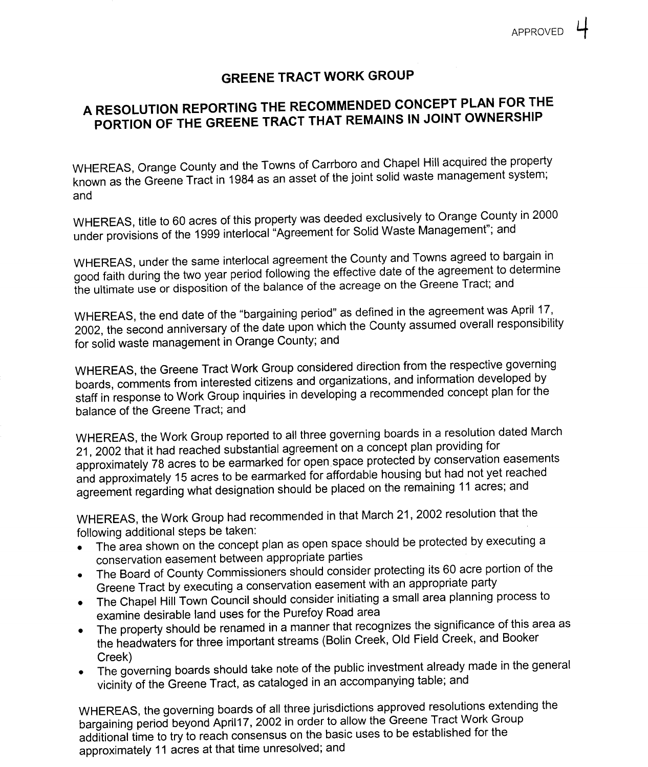APPROVED 4

# GREENE TRACT WORK GROUP

## A RESOLUTION REPORTING THE RECOMMENDED CONCEPT PLAN FOR THE PORTION OF THE GREENE TRACT THAT REMAINS IN JOINT OWNERSHIP

WHEREAS, Orange County and the Towns of Carrboro and Chapel Hill acquired the property known as the Greene Tract in 1984 as an asset of the joint solid waste management system; and

WHEREAS, title to 60 acres of this property was deeded exclusively to Orange County in 2000 under provisions of the 1999 interlocal "Agreement for Solid Waste Management"; and

WHEREAS, under the same interlocal agreement the County and Towns agreed to bargain in good faith during the two year period following the effective date of the agreement to determine the ultimate use or disposition of the balance of the acreage on the Greene Tract; and

WHEREAS, the end date of the "bargaining period" as defined in the agreement was April 17, 2002, the second anniversary of the date upon which the County assumed overall responsibility for solid waste management in Orange County; and

WHEREAS, the Greene Tract Work Group considered direction from the respective governing boards, comments from interested citizens and organizations, and information developed by staff in response to Work Group inquiries in developing a recommended concept plan for the balance of the Greene Tract; and

WHEREAS, the Work Group reported to all three governing boards in a resolution dated March 21, 2002 that it had reached substantial agreement on a concept plan providing for approximately 78 acres to be earmarked for open space protected by conservation easements and approximately 15 acres to be earmarked for affordable housing but had not yet reached agreement regarding what designation should be placed on the remaining 11 acres; and

WHEREAS, the Work Group had recommended in that March 21, 2002 resolution that the following additional steps be taken:

- The area shown on the concept plan as open space should be protected by executing a conservation easement between appropriate parties
- The Board of County Commissioners should consider protecting its 60 acre portion of the Greene Tract by executing a conservation easement with an appropriate party
- The Chapel Hill Town Council should consider initiating a small area planning process to examine desirable land uses for the Purefoy Road area
- The property should be renamed in a manner that recognizes the significance of this area as the headwaters for three important streams (Bolin Creek, Old Field Creek, and Booker Creek)
- The governing boards should take note of the public investment already made in the general vicinity of the Greene Tract, as cataloged in an accompanying table; and

WHEREAS, the governing boards of all three jurisdictions approved resolutions extending the bargaining period beyond April17, 2002 in order to allow the Greene Tract Work Group additional time to try to reach consensus on the basic uses to be established for the approximately 11 acres at that time unresolved; and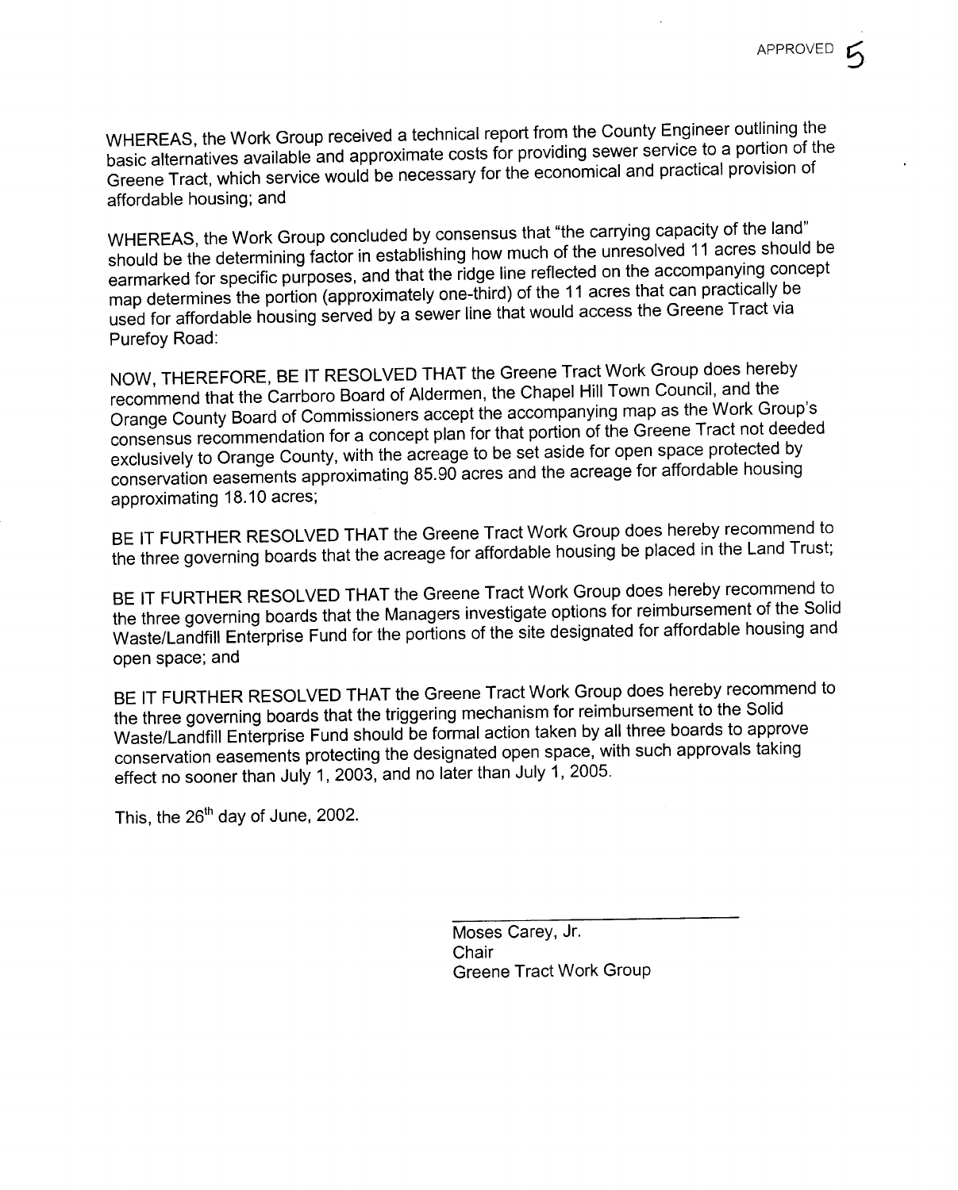WHEREAS, the Work Group received a technical report from the County Engineer outlining the basic alternatives available and approximate costs for providing sewer service to a portion of the Greene Tract, which service would be necessary for the economical and practical provision of affordable housing; and

WHEREAS, the Work Group concluded by consensus that "the carrying capacity of the land" should be the determining factor in establishing how much of the unresolved 11 acres should be earmarked for specific purposes, and that the ridge line reflected on the accompanying concept map determines the portion (approximately one-third) of the 11 acres that can practically be used for affordable housing served by a sewer line that would access the Greene Tract via Purefoy Road:

NOW, THEREFORE, BE IT RESOLVED THAT the Greene Tract Work Group does hereby recommend that the Carrboro Board of Aldermen, the Chapel Hill Town Council, and the Orange County Board of Commissioners accept the accompanying map as the Work Group's consensus recommendation for a concept plan for that portion of the Greene Tract not deeded exclusively to Orange County, with the acreage to be set aside for open space protected by conservation easements approximating 85.90 acres and the acreage for affordable housing approximating 18.10 acres;

BE IT FURTHER RESOLVED THAT the Greene Tract Work Group does hereby recommend to the three governing boards that the acreage for affordable housing be placed in the Land Trust;

BE IT FURTHER RESOLVED THAT the Greene Tract Work Group does hereby recommend to the three governing boards that the Managers investigate options for reimbursement of the Solid Waste/Landfill Enterprise Fund for the portions of the site designated for affordable housing and open space; and

BE IT FURTHER RESOLVED THAT the Greene Tract Work Group does hereby recommend to the three governing boards that the triggering mechanism for reimbursement to the Solid Waste/Landfill Enterprise Fund should be formal action taken by all three boards to approve conservation easements protecting the designated open space, with such approvals taking effect no sooner than July 1, 2003, and no later than July 1, 2005.

This, the 26th day of June, 2002.

Moses Carey, Jr.
Chair
Greene Tract Work Group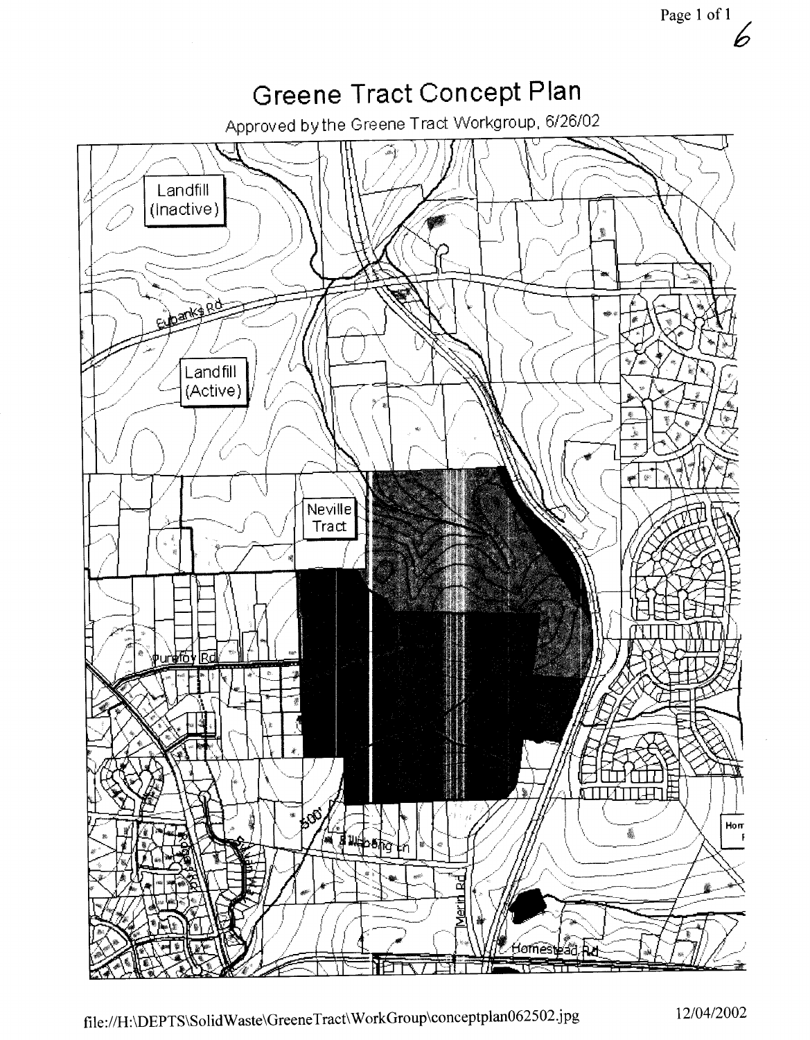# Greene Tract Concept Plan

Approved by the Greene Tract Workgroup, 6/26/02

Landfill (Inactive)

Eubanks Rd

Landfill (Active)

Neville Tract

Purefoy Rd

500'

Billabong Ln

Merin Rd

Homestead Rd

file://H:\DEPTS\SolidWaste\GreeneTract\WorkGroup\conceptplan062502.jpg

12/04/2002